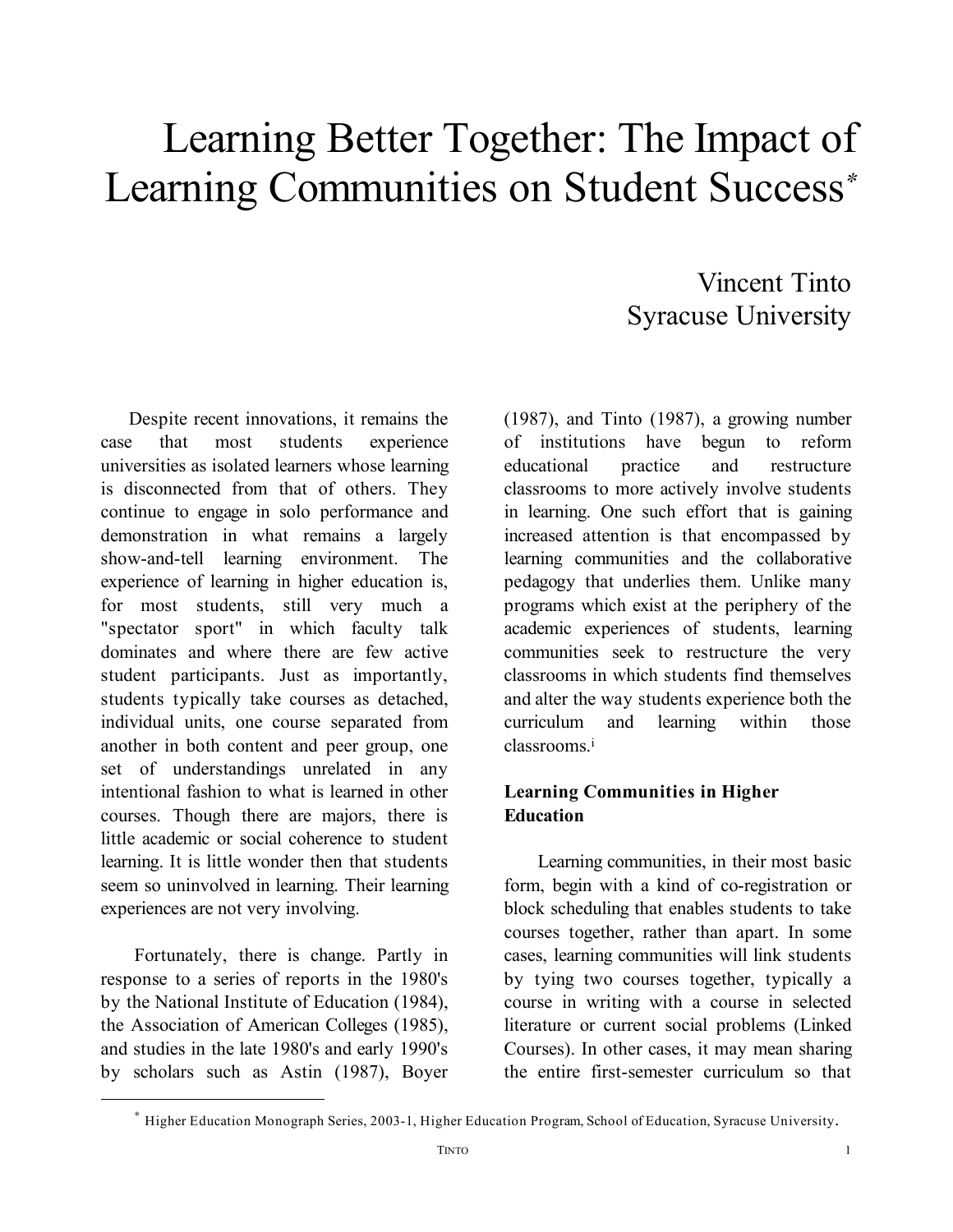# Learning Better Together: The Impact of Learning Communities on Student Success*

Vincent Tinto
Syracuse University

Despite recent innovations, it remains the case that most students experience universities as isolated learners whose learning is disconnected from that of others. They continue to engage in solo performance and demonstration in what remains a largely show-and-tell learning environment. The experience of learning in higher education is, for most students, still very much a "spectator sport" in which faculty talk dominates and where there are few active student participants. Just as importantly, students typically take courses as detached, individual units, one course separated from another in both content and peer group, one set of understandings unrelated in any intentional fashion to what is learned in other courses. Though there are majors, there is little academic or social coherence to student learning. It is little wonder then that students seem so uninvolved in learning. Their learning experiences are not very involving.

Fortunately, there is change. Partly in response to a series of reports in the 1980's by the National Institute of Education (1984), the Association of American Colleges (1985), and studies in the late 1980's and early 1990's by scholars such as Astin (1987), Boyer (1987), and Tinto (1987), a growing number of institutions have begun to reform educational practice and restructure classrooms to more actively involve students in learning. One such effort that is gaining increased attention is that encompassed by learning communities and the collaborative pedagogy that underlies them. Unlike many programs which exist at the periphery of the academic experiences of students, learning communities seek to restructure the very classrooms in which students find themselves and alter the way students experience both the curriculum and learning within those classrooms.[i]

## Learning Communities in Higher Education

Learning communities, in their most basic form, begin with a kind of co-registration or block scheduling that enables students to take courses together, rather than apart. In some cases, learning communities will link students by tying two courses together, typically a course in writing with a course in selected literature or current social problems (Linked Courses). In other cases, it may mean sharing the entire first-semester curriculum so that

* Higher Education Monograph Series, 2003-1, Higher Education Program, School of Education, Syracuse University.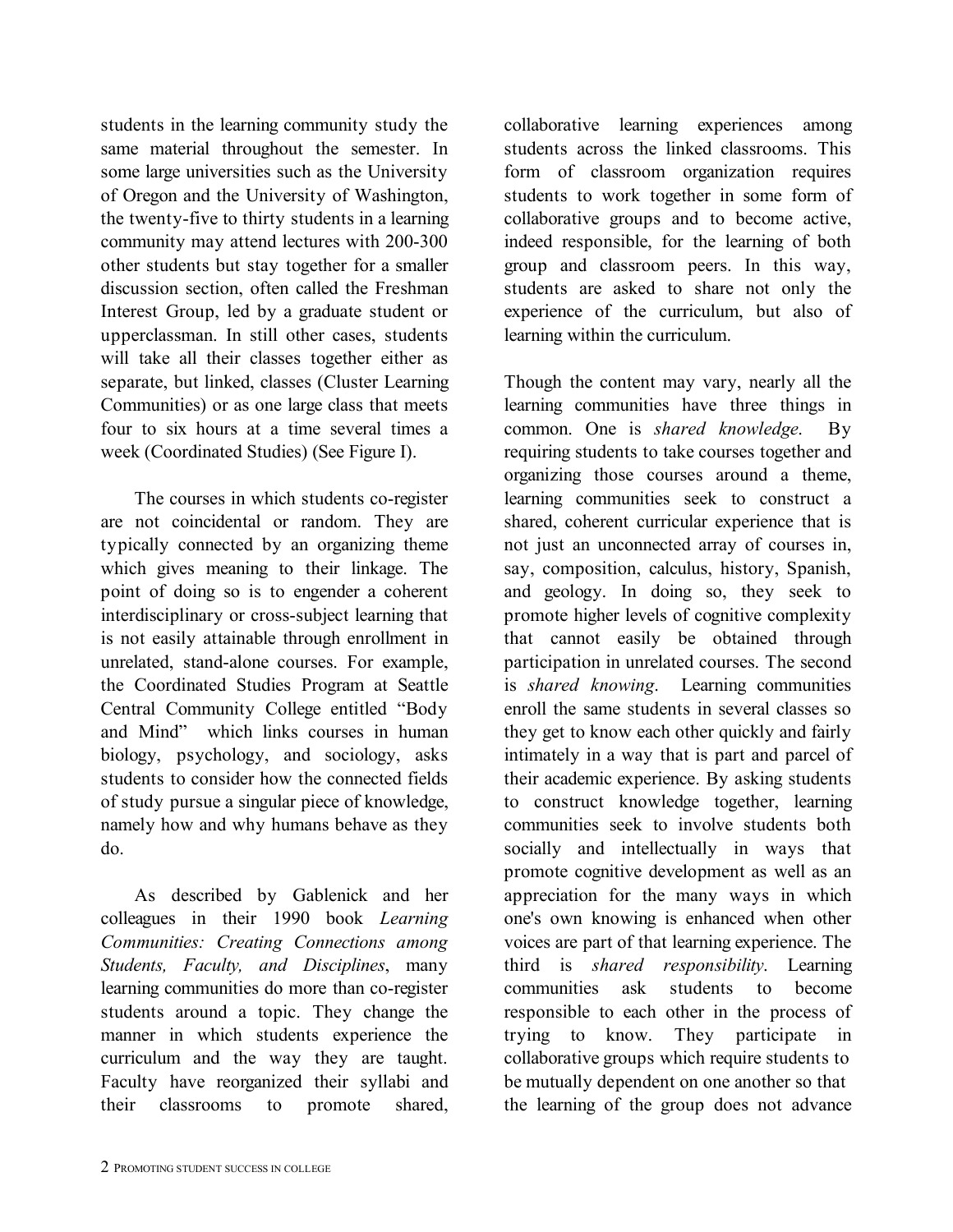students in the learning community study the same material throughout the semester. In some large universities such as the University of Oregon and the University of Washington, the twenty-five to thirty students in a learning community may attend lectures with 200-300 other students but stay together for a smaller discussion section, often called the Freshman Interest Group, led by a graduate student or upperclassman. In still other cases, students will take all their classes together either as separate, but linked, classes (Cluster Learning Communities) or as one large class that meets four to six hours at a time several times a week (Coordinated Studies) (See Figure I).

The courses in which students co-register are not coincidental or random. They are typically connected by an organizing theme which gives meaning to their linkage. The point of doing so is to engender a coherent interdisciplinary or cross-subject learning that is not easily attainable through enrollment in unrelated, stand-alone courses. For example, the Coordinated Studies Program at Seattle Central Community College entitled "Body and Mind" which links courses in human biology, psychology, and sociology, asks students to consider how the connected fields of study pursue a singular piece of knowledge, namely how and why humans behave as they do.

As described by Gablenick and her colleagues in their 1990 book *Learning Communities: Creating Connections among Students, Faculty, and Disciplines*, many learning communities do more than co-register students around a topic. They change the manner in which students experience the curriculum and the way they are taught. Faculty have reorganized their syllabi and their classrooms to promote shared, collaborative learning experiences among students across the linked classrooms. This form of classroom organization requires students to work together in some form of collaborative groups and to become active, indeed responsible, for the learning of both group and classroom peers. In this way, students are asked to share not only the experience of the curriculum, but also of learning within the curriculum.

Though the content may vary, nearly all the learning communities have three things in common. One is *shared knowledge*. By requiring students to take courses together and organizing those courses around a theme, learning communities seek to construct a shared, coherent curricular experience that is not just an unconnected array of courses in, say, composition, calculus, history, Spanish, and geology. In doing so, they seek to promote higher levels of cognitive complexity that cannot easily be obtained through participation in unrelated courses. The second is *shared knowing*. Learning communities enroll the same students in several classes so they get to know each other quickly and fairly intimately in a way that is part and parcel of their academic experience. By asking students to construct knowledge together, learning communities seek to involve students both socially and intellectually in ways that promote cognitive development as well as an appreciation for the many ways in which one's own knowing is enhanced when other voices are part of that learning experience. The third is *shared responsibility*. Learning communities ask students to become responsible to each other in the process of trying to know. They participate in collaborative groups which require students to be mutually dependent on one another so that the learning of the group does not advance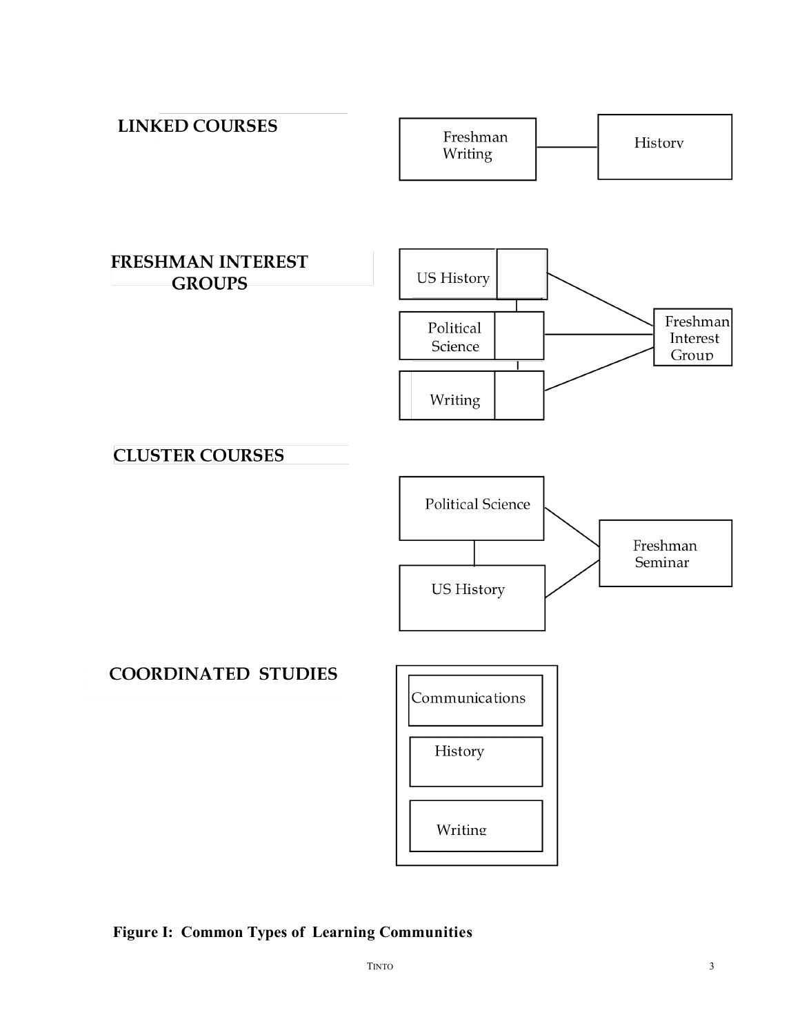**LINKED COURSES**

Freshman Writing — History

**FRESHMAN INTEREST GROUPS**

US History

Political Science

Writing

Freshman Interest Group

**CLUSTER COURSES**

Political Science

US History

Freshman Seminar

**COORDINATED STUDIES**

Communications

History

Writing

**Figure I: Common Types of Learning Communities**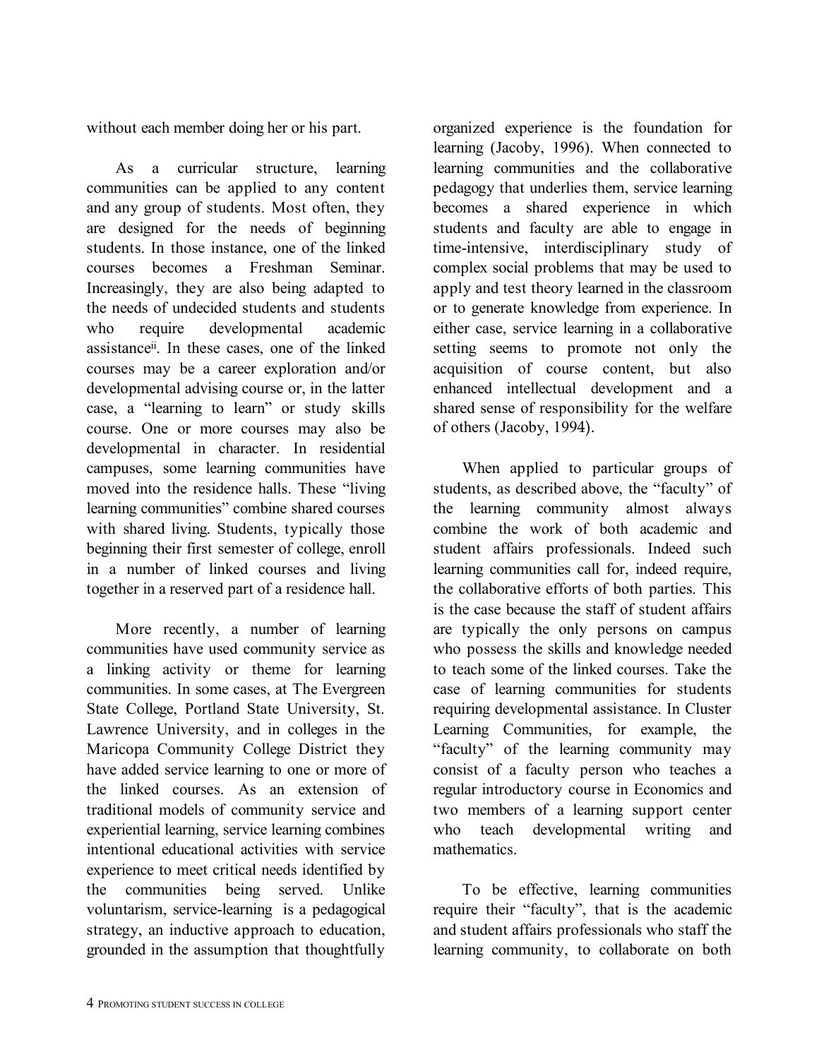without each member doing her or his part.

As a curricular structure, learning communities can be applied to any content and any group of students. Most often, they are designed for the needs of beginning students. In those instance, one of the linked courses becomes a Freshman Seminar. Increasingly, they are also being adapted to the needs of undecided students and students who require developmental academic assistance[ii]. In these cases, one of the linked courses may be a career exploration and/or developmental advising course or, in the latter case, a "learning to learn" or study skills course. One or more courses may also be developmental in character. In residential campuses, some learning communities have moved into the residence halls. These "living learning communities" combine shared courses with shared living. Students, typically those beginning their first semester of college, enroll in a number of linked courses and living together in a reserved part of a residence hall.

More recently, a number of learning communities have used community service as a linking activity or theme for learning communities. In some cases, at The Evergreen State College, Portland State University, St. Lawrence University, and in colleges in the Maricopa Community College District they have added service learning to one or more of the linked courses. As an extension of traditional models of community service and experiential learning, service learning combines intentional educational activities with service experience to meet critical needs identified by the communities being served. Unlike voluntarism, service-learning is a pedagogical strategy, an inductive approach to education, grounded in the assumption that thoughtfully organized experience is the foundation for learning (Jacoby, 1996). When connected to learning communities and the collaborative pedagogy that underlies them, service learning becomes a shared experience in which students and faculty are able to engage in time-intensive, interdisciplinary study of complex social problems that may be used to apply and test theory learned in the classroom or to generate knowledge from experience. In either case, service learning in a collaborative setting seems to promote not only the acquisition of course content, but also enhanced intellectual development and a shared sense of responsibility for the welfare of others (Jacoby, 1994).

When applied to particular groups of students, as described above, the "faculty" of the learning community almost always combine the work of both academic and student affairs professionals. Indeed such learning communities call for, indeed require, the collaborative efforts of both parties. This is the case because the staff of student affairs are typically the only persons on campus who possess the skills and knowledge needed to teach some of the linked courses. Take the case of learning communities for students requiring developmental assistance. In Cluster Learning Communities, for example, the "faculty" of the learning community may consist of a faculty person who teaches a regular introductory course in Economics and two members of a learning support center who teach developmental writing and mathematics.

To be effective, learning communities require their "faculty", that is the academic and student affairs professionals who staff the learning community, to collaborate on both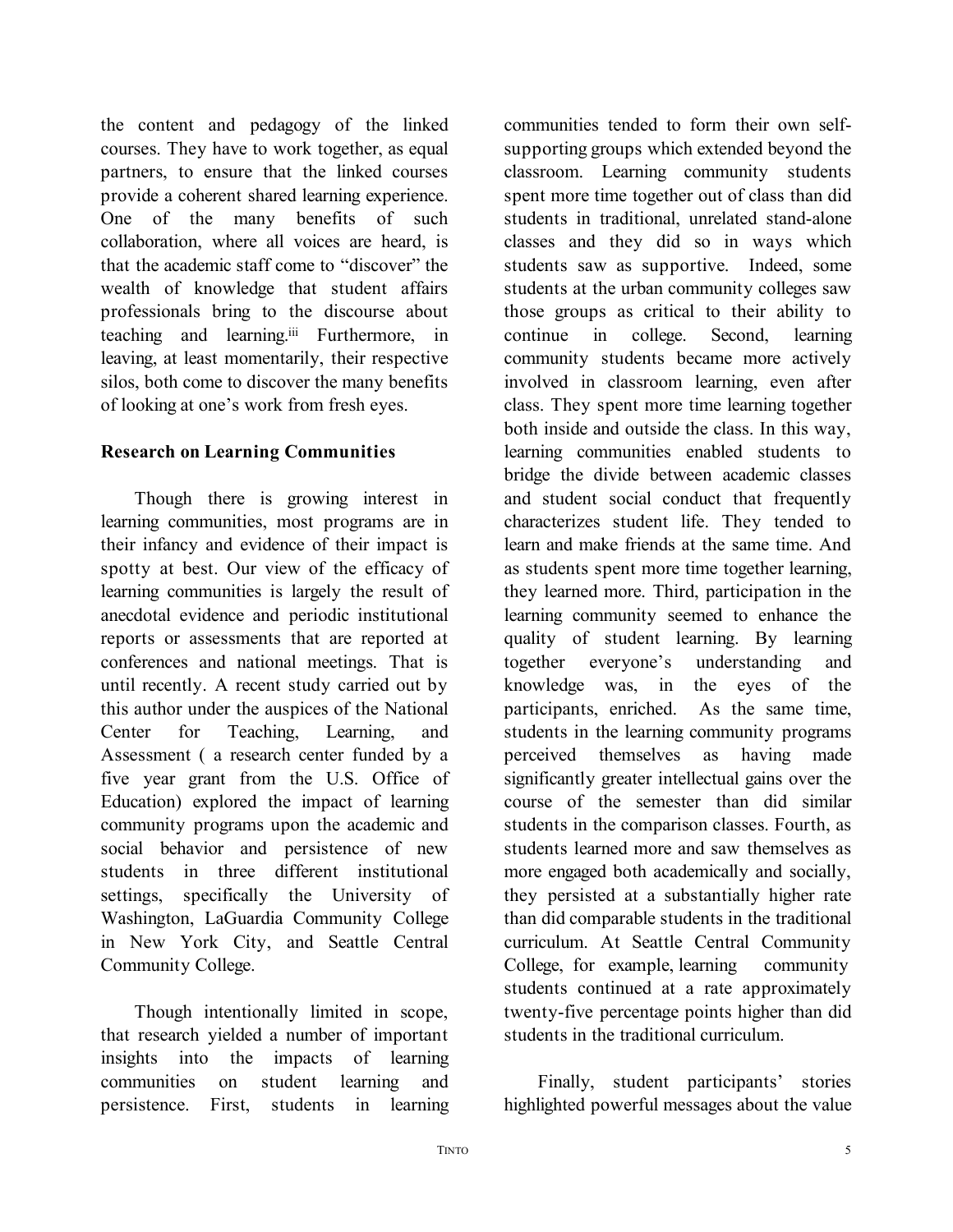the content and pedagogy of the linked courses. They have to work together, as equal partners, to ensure that the linked courses provide a coherent shared learning experience. One of the many benefits of such collaboration, where all voices are heard, is that the academic staff come to "discover" the wealth of knowledge that student affairs professionals bring to the discourse about teaching and learning.[iii] Furthermore, in leaving, at least momentarily, their respective silos, both come to discover the many benefits of looking at one's work from fresh eyes.

**Research on Learning Communities**

Though there is growing interest in learning communities, most programs are in their infancy and evidence of their impact is spotty at best. Our view of the efficacy of learning communities is largely the result of anecdotal evidence and periodic institutional reports or assessments that are reported at conferences and national meetings. That is until recently. A recent study carried out by this author under the auspices of the National Center for Teaching, Learning, and Assessment ( a research center funded by a five year grant from the U.S. Office of Education) explored the impact of learning community programs upon the academic and social behavior and persistence of new students in three different institutional settings, specifically the University of Washington, LaGuardia Community College in New York City, and Seattle Central Community College.

Though intentionally limited in scope, that research yielded a number of important insights into the impacts of learning communities on student learning and persistence. First, students in learning communities tended to form their own self-supporting groups which extended beyond the classroom. Learning community students spent more time together out of class than did students in traditional, unrelated stand-alone classes and they did so in ways which students saw as supportive. Indeed, some students at the urban community colleges saw those groups as critical to their ability to continue in college. Second, learning community students became more actively involved in classroom learning, even after class. They spent more time learning together both inside and outside the class. In this way, learning communities enabled students to bridge the divide between academic classes and student social conduct that frequently characterizes student life. They tended to learn and make friends at the same time. And as students spent more time together learning, they learned more. Third, participation in the learning community seemed to enhance the quality of student learning. By learning together everyone's understanding and knowledge was, in the eyes of the participants, enriched. As the same time, students in the learning community programs perceived themselves as having made significantly greater intellectual gains over the course of the semester than did similar students in the comparison classes. Fourth, as students learned more and saw themselves as more engaged both academically and socially, they persisted at a substantially higher rate than did comparable students in the traditional curriculum. At Seattle Central Community College, for example, learning community students continued at a rate approximately twenty-five percentage points higher than did students in the traditional curriculum.

Finally, student participants' stories highlighted powerful messages about the value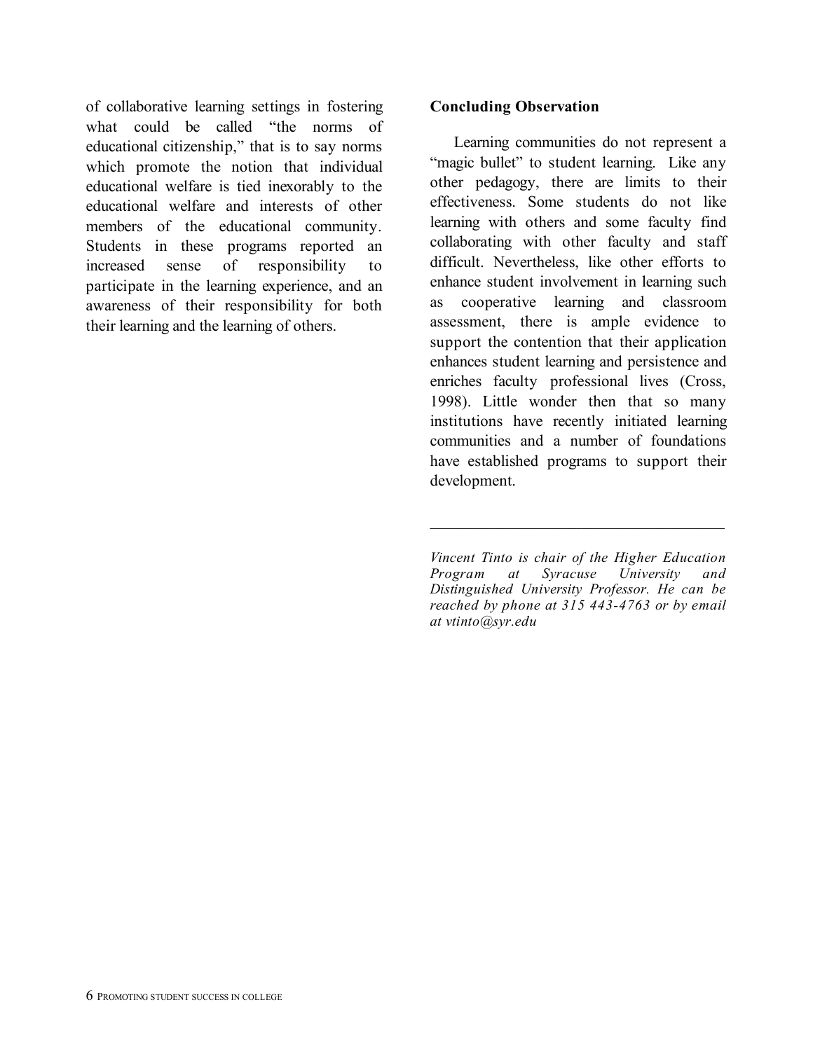of collaborative learning settings in fostering what could be called "the norms of educational citizenship," that is to say norms which promote the notion that individual educational welfare is tied inexorably to the educational welfare and interests of other members of the educational community. Students in these programs reported an increased sense of responsibility to participate in the learning experience, and an awareness of their responsibility for both their learning and the learning of others.

**Concluding Observation**

Learning communities do not represent a "magic bullet" to student learning. Like any other pedagogy, there are limits to their effectiveness. Some students do not like learning with others and some faculty find collaborating with other faculty and staff difficult. Nevertheless, like other efforts to enhance student involvement in learning such as cooperative learning and classroom assessment, there is ample evidence to support the contention that their application enhances student learning and persistence and enriches faculty professional lives (Cross, 1998). Little wonder then that so many institutions have recently initiated learning communities and a number of foundations have established programs to support their development.

---

*Vincent Tinto is chair of the Higher Education Program at Syracuse University and Distinguished University Professor. He can be reached by phone at 315 443-4763 or by email at vtinto@syr.edu*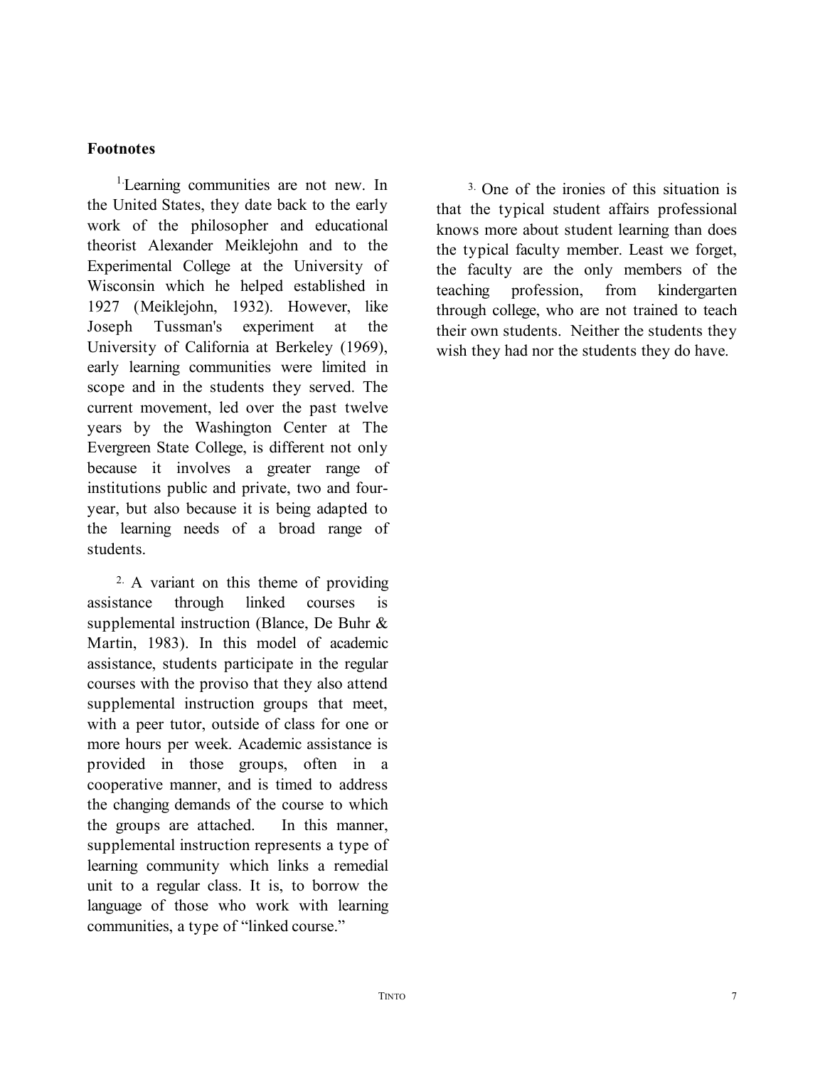## Footnotes

1. Learning communities are not new. In the United States, they date back to the early work of the philosopher and educational theorist Alexander Meiklejohn and to the Experimental College at the University of Wisconsin which he helped established in 1927 (Meiklejohn, 1932). However, like Joseph Tussman's experiment at the University of California at Berkeley (1969), early learning communities were limited in scope and in the students they served. The current movement, led over the past twelve years by the Washington Center at The Evergreen State College, is different not only because it involves a greater range of institutions public and private, two and four-year, but also because it is being adapted to the learning needs of a broad range of students.

2. A variant on this theme of providing assistance through linked courses is supplemental instruction (Blance, De Buhr & Martin, 1983). In this model of academic assistance, students participate in the regular courses with the proviso that they also attend supplemental instruction groups that meet, with a peer tutor, outside of class for one or more hours per week. Academic assistance is provided in those groups, often in a cooperative manner, and is timed to address the changing demands of the course to which the groups are attached. In this manner, supplemental instruction represents a type of learning community which links a remedial unit to a regular class. It is, to borrow the language of those who work with learning communities, a type of "linked course."

3. One of the ironies of this situation is that the typical student affairs professional knows more about student learning than does the typical faculty member. Least we forget, the faculty are the only members of the teaching profession, from kindergarten through college, who are not trained to teach their own students. Neither the students they wish they had nor the students they do have.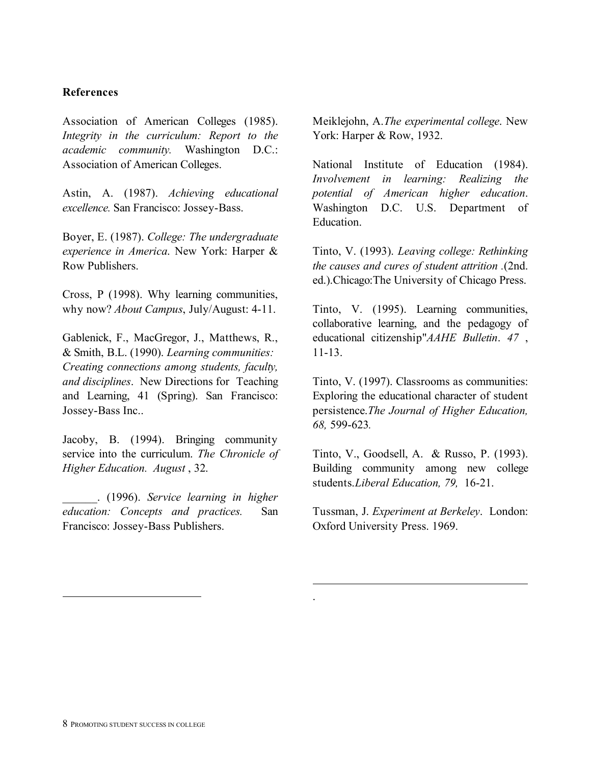**References**

Association of American Colleges (1985). *Integrity in the curriculum: Report to the academic community.* Washington D.C.: Association of American Colleges.

Astin, A. (1987). *Achieving educational excellence.* San Francisco: Jossey-Bass.

Boyer, E. (1987). *College: The undergraduate experience in America*. New York: Harper & Row Publishers.

Cross, P (1998). Why learning communities, why now? *About Campus*, July/August: 4-11.

Gablenick, F., MacGregor, J., Matthews, R., & Smith, B.L. (1990). *Learning communities: Creating connections among students, faculty, and disciplines*. New Directions for Teaching and Learning, 41 (Spring). San Francisco: Jossey-Bass Inc..

Jacoby, B. (1994). Bringing community service into the curriculum. *The Chronicle of Higher Education. August* , 32.

______. (1996). *Service learning in higher education: Concepts and practices.* San Francisco: Jossey-Bass Publishers.

Meiklejohn, A.*The experimental college*. New York: Harper & Row, 1932.

National Institute of Education (1984). *Involvement in learning: Realizing the potential of American higher education*. Washington D.C. U.S. Department of Education.

Tinto, V. (1993). *Leaving college: Rethinking the causes and cures of student attrition* .(2nd. ed.).Chicago:The University of Chicago Press.

Tinto, V. (1995). Learning communities, collaborative learning, and the pedagogy of educational citizenship"*AAHE Bulletin*. *47* , 11-13.

Tinto, V. (1997). Classrooms as communities: Exploring the educational character of student persistence.*The Journal of Higher Education, 68,* 599-623.

Tinto, V., Goodsell, A. & Russo, P. (1993). Building community among new college students.*Liberal Education, 79,* 16-21.

Tussman, J. *Experiment at Berkeley*. London: Oxford University Press. 1969.

.